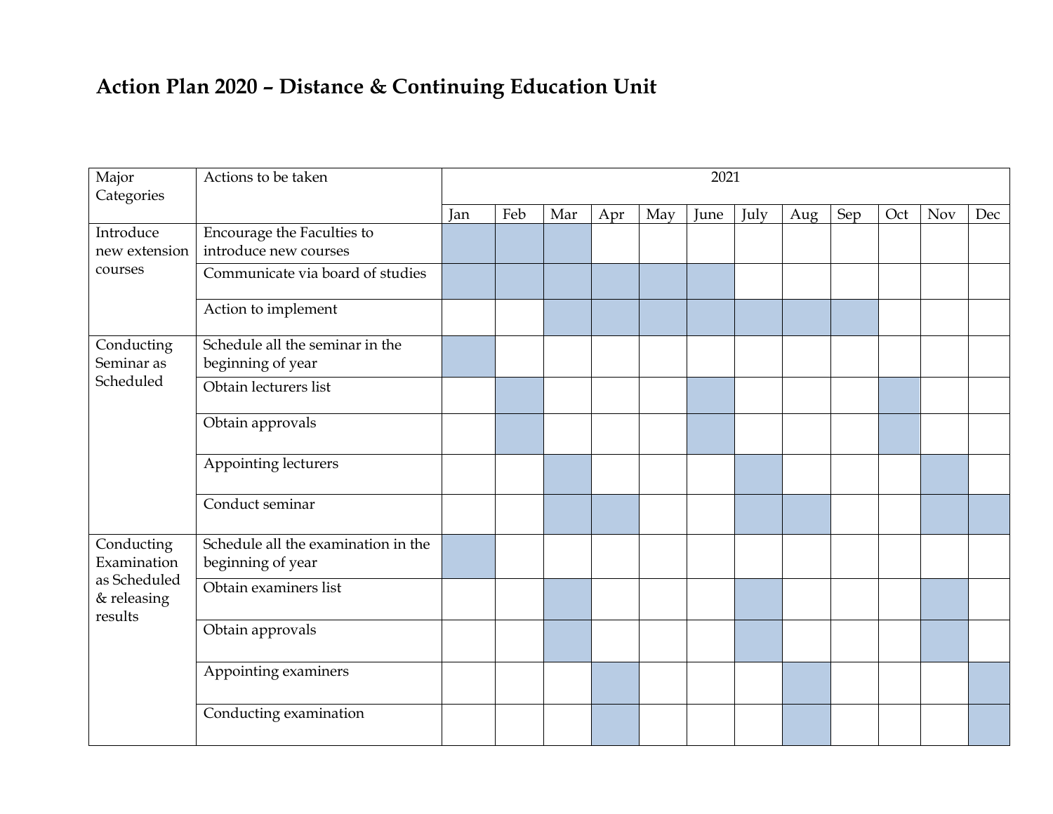# Action Plan 2020 – Distance & Continuing Education Unit

| Major Categories | Actions to be taken | 2021 | | | | | | | | | | | |
|---|---|---|---|---|---|---|---|---|---|---|---|---|---|
| | | Jan | Feb | Mar | Apr | May | June | July | Aug | Sep | Oct | Nov | Dec |
| Introduce new extension courses | Encourage the Faculties to introduce new courses | ■ | ■ | ■ | | | | | | | | | |
| | Communicate via board of studies | ■ | ■ | ■ | ■ | ■ | ■ | | | | | | |
| | Action to implement | | | ■ | ■ | ■ | ■ | ■ | ■ | ■ | | | |
| Conducting Seminar as Scheduled | Schedule all the seminar in the beginning of year | ■ | | | | | | | | | | | |
| | Obtain lecturers list | | ■ | | | | ■ | | | | ■ | | |
| | Obtain approvals | | ■ | | | | ■ | | | | ■ | | |
| | Appointing lecturers | | | ■ | | | | ■ | | | | ■ | |
| | Conduct seminar | | | ■ | ■ | | | ■ | ■ | | | ■ | ■ |
| Conducting Examination as Scheduled & releasing results | Schedule all the examination in the beginning of year | ■ | | | | | | | | | | | |
| | Obtain examiners list | | | ■ | | | | ■ | | | | ■ | |
| | Obtain approvals | | | ■ | | | | ■ | | | | ■ | |
| | Appointing examiners | | | | ■ | | | | ■ | | | | ■ |
| | Conducting examination | | | | ■ | | | | ■ | | | | ■ |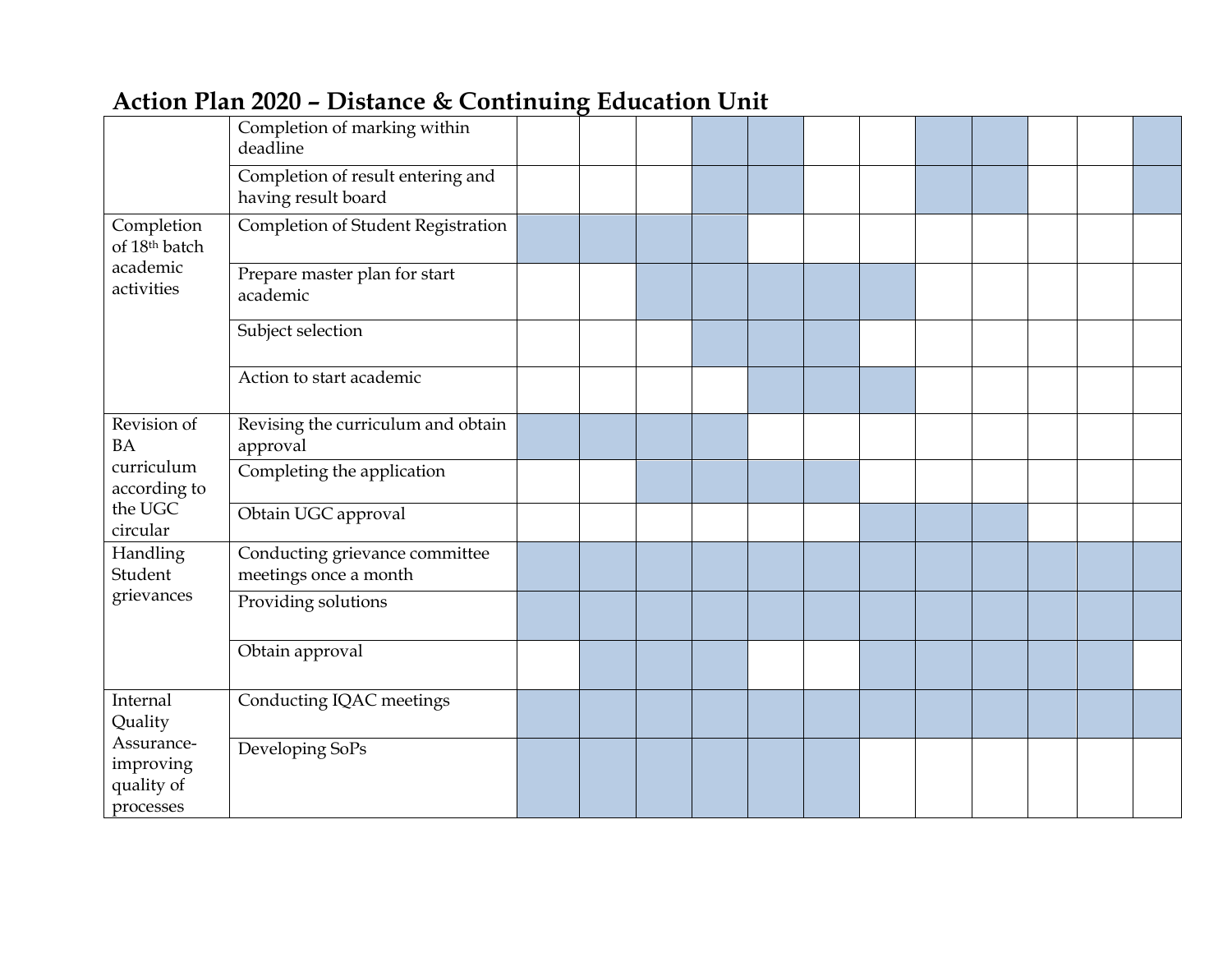# Action Plan 2020 – Distance & Continuing Education Unit

| | | | | | | | | | | | | | |
|---|---|---|---|---|---|---|---|---|---|---|---|---|---|
| | Completion of marking within deadline | | | | ■ | ■ | | | ■ | ■ | | | ■ |
| | Completion of result entering and having result board | | | | ■ | ■ | | | ■ | ■ | | | ■ |
| Completion of 18th batch academic activities | Completion of Student Registration | ■ | ■ | ■ | ■ | | | | | | | | |
| | Prepare master plan for start academic | | | ■ | ■ | ■ | ■ | ■ | | | | | |
| | Subject selection | | | | ■ | ■ | ■ | | | | | | |
| | Action to start academic | | | | | ■ | ■ | ■ | | | | | |
| Revision of BA curriculum according to the UGC circular | Revising the curriculum and obtain approval | ■ | ■ | ■ | ■ | | | | | | | | |
| | Completing the application | | | ■ | ■ | ■ | ■ | | | | | | |
| | Obtain UGC approval | | | | | | | ■ | ■ | ■ | | | |
| Handling Student grievances | Conducting grievance committee meetings once a month | ■ | ■ | ■ | ■ | ■ | ■ | ■ | ■ | ■ | ■ | ■ | ■ |
| | Providing solutions | ■ | ■ | ■ | ■ | ■ | ■ | ■ | ■ | ■ | ■ | ■ | ■ |
| | Obtain approval | | ■ | ■ | ■ | | | ■ | ■ | ■ | ■ | ■ | |
| Internal Quality Assurance-improving quality of processes | Conducting IQAC meetings | ■ | ■ | ■ | ■ | ■ | ■ | ■ | ■ | ■ | ■ | ■ | ■ |
| | Developing SoPs | ■ | ■ | ■ | ■ | ■ | ■ | | | | | | |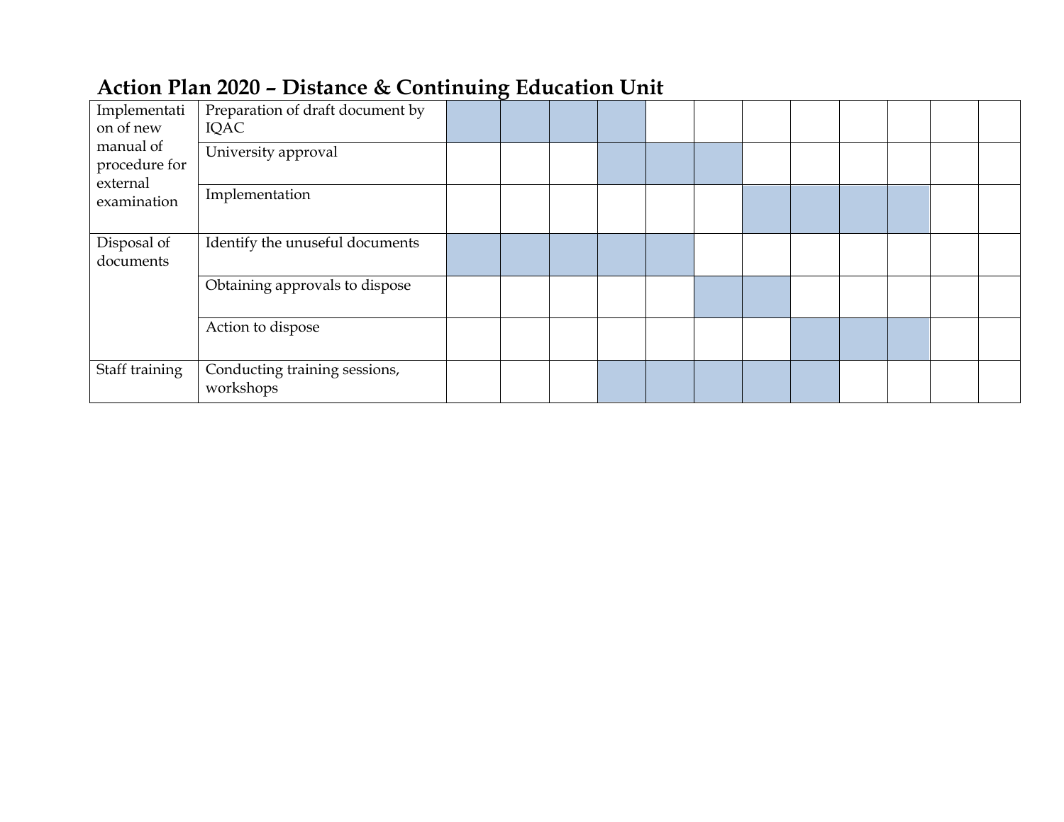# Action Plan 2020 – Distance & Continuing Education Unit

| | |
|---|---|
| Implementation of new manual of procedure for external examination | Preparation of draft document by IQAC |
| | University approval |
| | Implementation |
| Disposal of documents | Identify the unuseful documents |
| | Obtaining approvals to dispose |
| | Action to dispose |
| Staff training | Conducting training sessions, workshops |